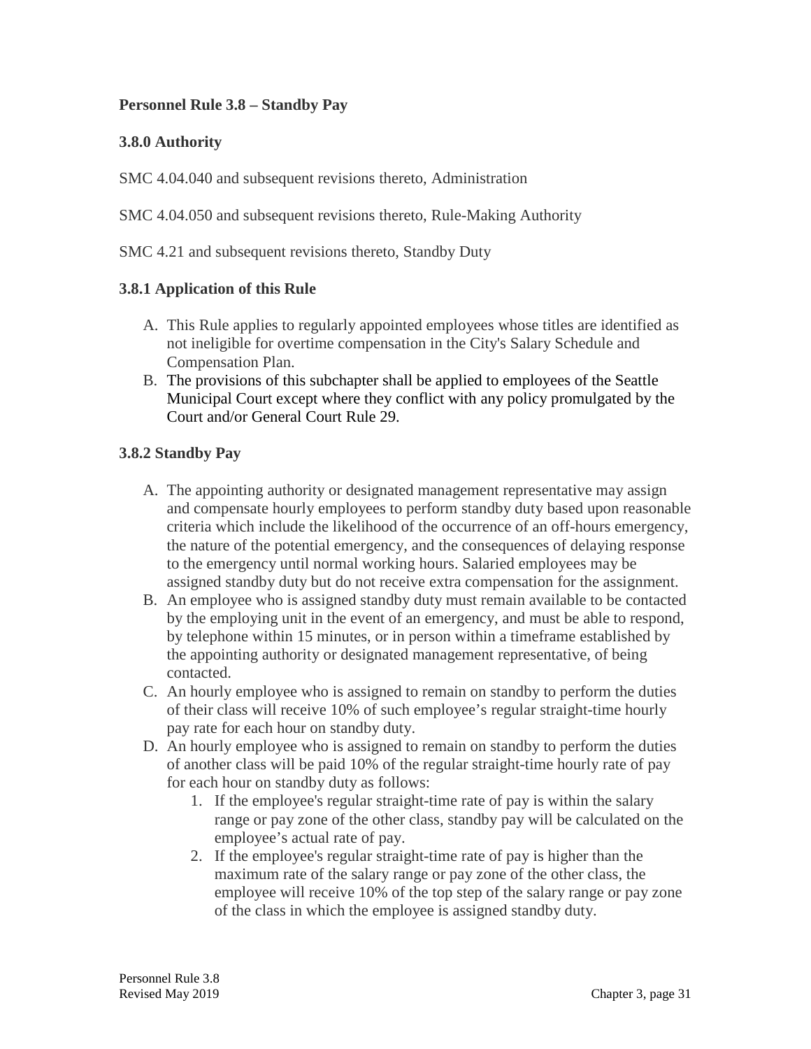# Personnel Rule 3.8 – Standby Pay

## 3.8.0 Authority

SMC 4.04.040 and subsequent revisions thereto, Administration

SMC 4.04.050 and subsequent revisions thereto, Rule-Making Authority

SMC 4.21 and subsequent revisions thereto, Standby Duty

## 3.8.1 Application of this Rule

A. This Rule applies to regularly appointed employees whose titles are identified as not ineligible for overtime compensation in the City's Salary Schedule and Compensation Plan.
B. The provisions of this subchapter shall be applied to employees of the Seattle Municipal Court except where they conflict with any policy promulgated by the Court and/or General Court Rule 29.

## 3.8.2 Standby Pay

A. The appointing authority or designated management representative may assign and compensate hourly employees to perform standby duty based upon reasonable criteria which include the likelihood of the occurrence of an off-hours emergency, the nature of the potential emergency, and the consequences of delaying response to the emergency until normal working hours. Salaried employees may be assigned standby duty but do not receive extra compensation for the assignment.
B. An employee who is assigned standby duty must remain available to be contacted by the employing unit in the event of an emergency, and must be able to respond, by telephone within 15 minutes, or in person within a timeframe established by the appointing authority or designated management representative, of being contacted.
C. An hourly employee who is assigned to remain on standby to perform the duties of their class will receive 10% of such employee's regular straight-time hourly pay rate for each hour on standby duty.
D. An hourly employee who is assigned to remain on standby to perform the duties of another class will be paid 10% of the regular straight-time hourly rate of pay for each hour on standby duty as follows:
    1. If the employee's regular straight-time rate of pay is within the salary range or pay zone of the other class, standby pay will be calculated on the employee's actual rate of pay.
    2. If the employee's regular straight-time rate of pay is higher than the maximum rate of the salary range or pay zone of the other class, the employee will receive 10% of the top step of the salary range or pay zone of the class in which the employee is assigned standby duty.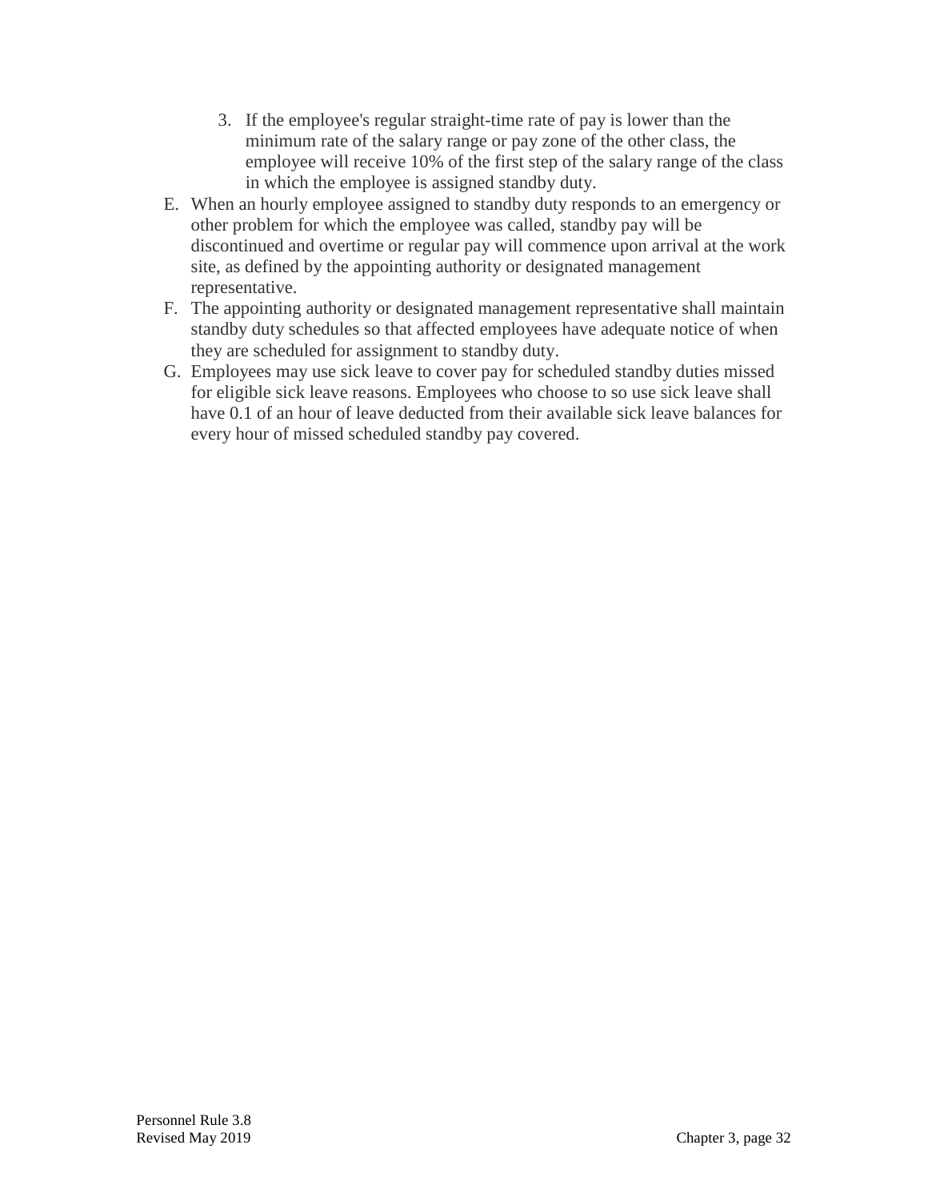3. If the employee's regular straight-time rate of pay is lower than the minimum rate of the salary range or pay zone of the other class, the employee will receive 10% of the first step of the salary range of the class in which the employee is assigned standby duty.

E. When an hourly employee assigned to standby duty responds to an emergency or other problem for which the employee was called, standby pay will be discontinued and overtime or regular pay will commence upon arrival at the work site, as defined by the appointing authority or designated management representative.

F. The appointing authority or designated management representative shall maintain standby duty schedules so that affected employees have adequate notice of when they are scheduled for assignment to standby duty.

G. Employees may use sick leave to cover pay for scheduled standby duties missed for eligible sick leave reasons. Employees who choose to so use sick leave shall have 0.1 of an hour of leave deducted from their available sick leave balances for every hour of missed scheduled standby pay covered.